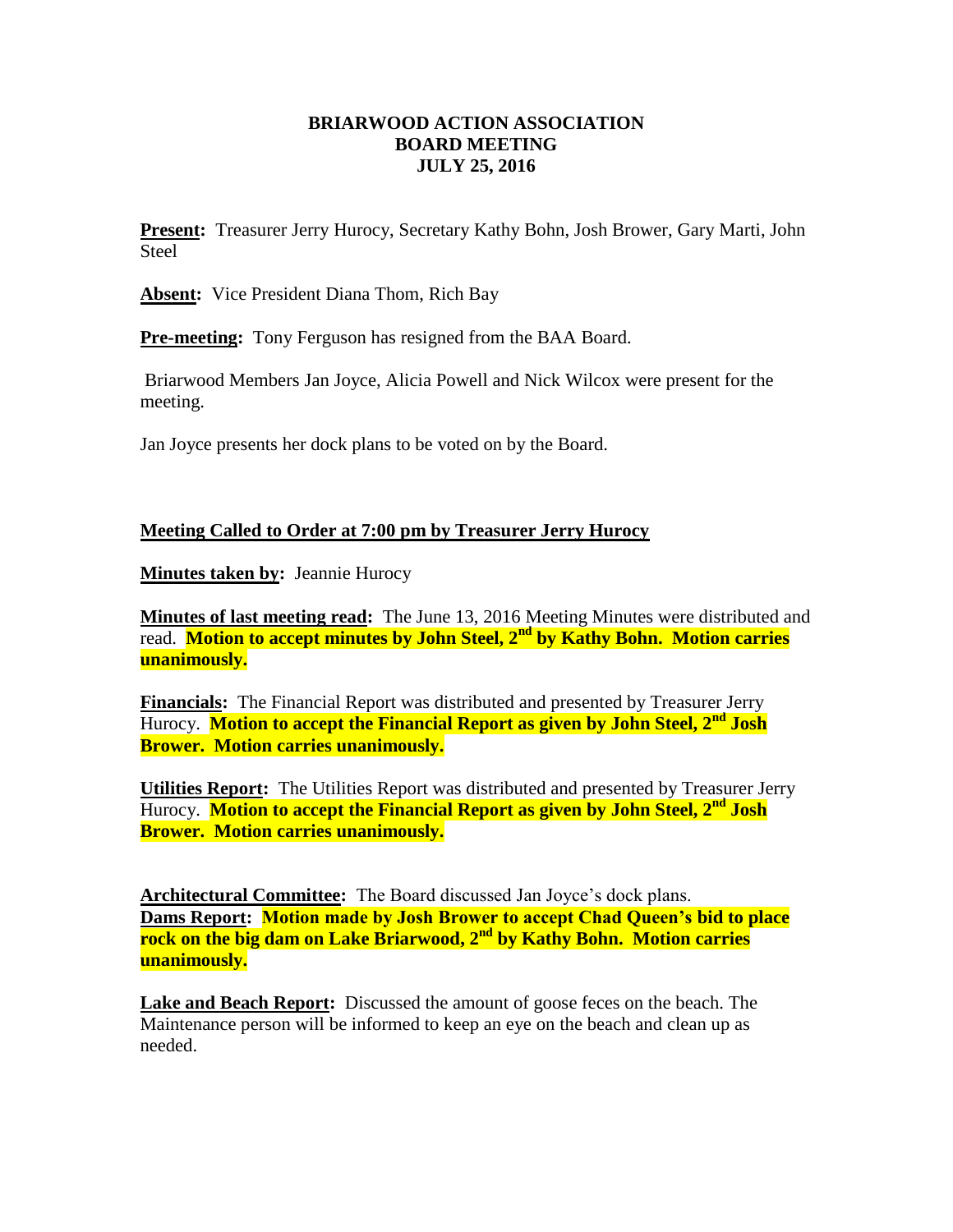# BRIARWOOD ACTION ASSOCIATION
## BOARD MEETING
## JULY 25, 2016

**Present:** Treasurer Jerry Hurocy, Secretary Kathy Bohn, Josh Brower, Gary Marti, John Steel

**Absent:** Vice President Diana Thom, Rich Bay

**Pre-meeting:** Tony Ferguson has resigned from the BAA Board.

Briarwood Members Jan Joyce, Alicia Powell and Nick Wilcox were present for the meeting.

Jan Joyce presents her dock plans to be voted on by the Board.

**Meeting Called to Order at 7:00 pm by Treasurer Jerry Hurocy**

**Minutes taken by:** Jeannie Hurocy

**Minutes of last meeting read:** The June 13, 2016 Meeting Minutes were distributed and read. **Motion to accept minutes by John Steel, 2nd by Kathy Bohn. Motion carries unanimously.**

**Financials:** The Financial Report was distributed and presented by Treasurer Jerry Hurocy. **Motion to accept the Financial Report as given by John Steel, 2nd Josh Brower. Motion carries unanimously.**

**Utilities Report:** The Utilities Report was distributed and presented by Treasurer Jerry Hurocy. **Motion to accept the Financial Report as given by John Steel, 2nd Josh Brower. Motion carries unanimously.**

**Architectural Committee:** The Board discussed Jan Joyce's dock plans.
**Dams Report:** **Motion made by Josh Brower to accept Chad Queen's bid to place rock on the big dam on Lake Briarwood, 2nd by Kathy Bohn. Motion carries unanimously.**

**Lake and Beach Report:** Discussed the amount of goose feces on the beach. The Maintenance person will be informed to keep an eye on the beach and clean up as needed.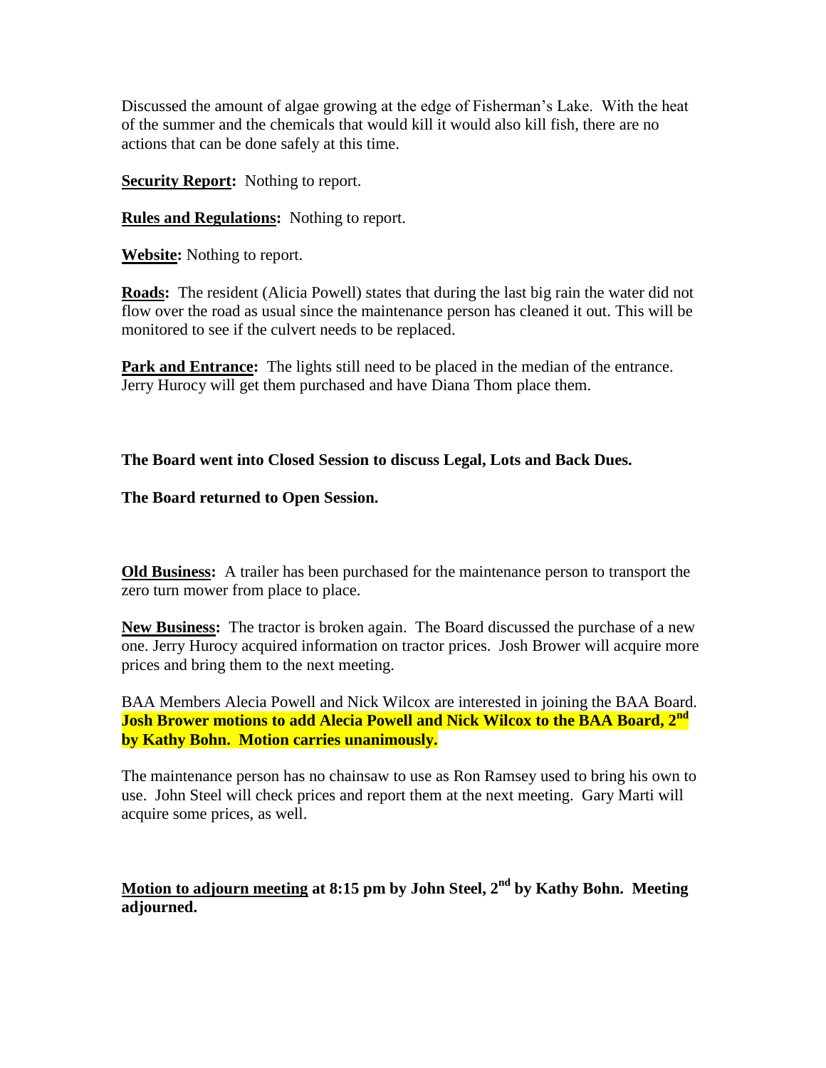Discussed the amount of algae growing at the edge of Fisherman's Lake. With the heat of the summer and the chemicals that would kill it would also kill fish, there are no actions that can be done safely at this time.

**Security Report:** Nothing to report.

**Rules and Regulations:** Nothing to report.

**Website:** Nothing to report.

**Roads:** The resident (Alicia Powell) states that during the last big rain the water did not flow over the road as usual since the maintenance person has cleaned it out. This will be monitored to see if the culvert needs to be replaced.

**Park and Entrance:** The lights still need to be placed in the median of the entrance. Jerry Hurocy will get them purchased and have Diana Thom place them.

**The Board went into Closed Session to discuss Legal, Lots and Back Dues.**

**The Board returned to Open Session.**

**Old Business:** A trailer has been purchased for the maintenance person to transport the zero turn mower from place to place.

**New Business:** The tractor is broken again. The Board discussed the purchase of a new one. Jerry Hurocy acquired information on tractor prices. Josh Brower will acquire more prices and bring them to the next meeting.

BAA Members Alecia Powell and Nick Wilcox are interested in joining the BAA Board. **Josh Brower motions to add Alecia Powell and Nick Wilcox to the BAA Board, 2nd by Kathy Bohn. Motion carries unanimously.**

The maintenance person has no chainsaw to use as Ron Ramsey used to bring his own to use. John Steel will check prices and report them at the next meeting. Gary Marti will acquire some prices, as well.

**Motion to adjourn meeting at 8:15 pm by John Steel, 2nd by Kathy Bohn. Meeting adjourned.**